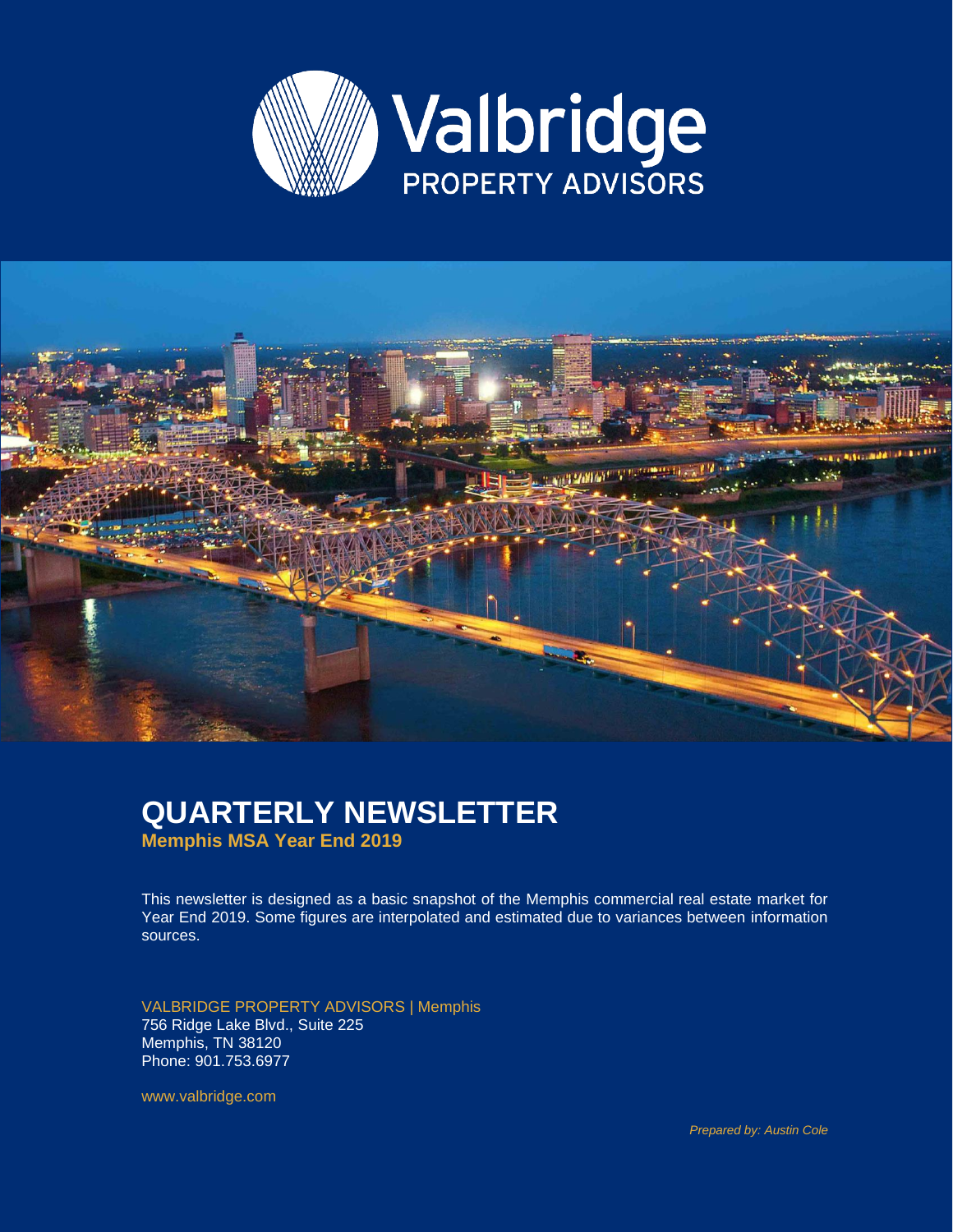Valbridge

PROPERTY ADVISORS

# QUARTERLY NEWSLETTER

**Memphis MSA Year End 2019**

This newsletter is designed as a basic snapshot of the Memphis commercial real estate market for Year End 2019. Some figures are interpolated and estimated due to variances between information sources.

VALBRIDGE PROPERTY ADVISORS | Memphis
756 Ridge Lake Blvd., Suite 225
Memphis, TN 38120
Phone: 901.753.6977

www.valbridge.com

*Prepared by: Austin Cole*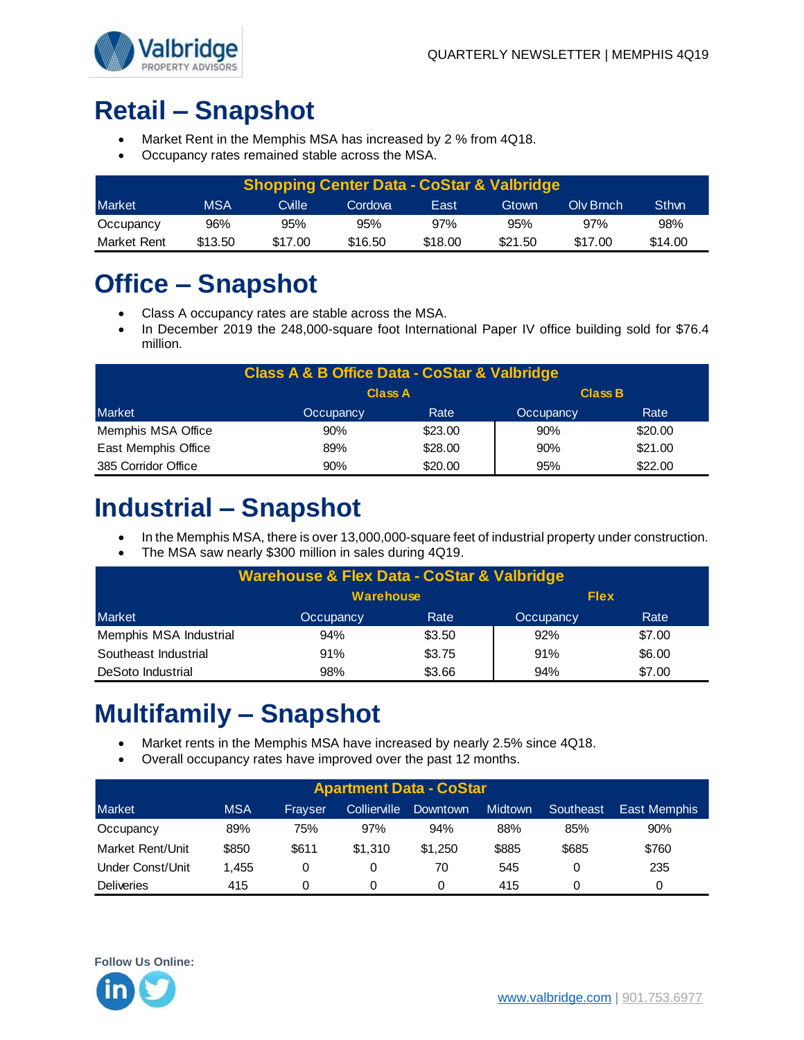## Retail – Snapshot

- Market Rent in the Memphis MSA has increased by 2 % from 4Q18.
- Occupancy rates remained stable across the MSA.

| Shopping Center Data - CoStar & Valbridge | | | | | | | |
|---|---|---|---|---|---|---|---|
| Market | MSA | Cville | Cordova | East | Gtown | Olv Brnch | Sthvn |
| Occupancy | 96% | 95% | 95% | 97% | 95% | 97% | 98% |
| Market Rent | $13.50 | $17.00 | $16.50 | $18.00 | $21.50 | $17.00 | $14.00 |

## Office – Snapshot

- Class A occupancy rates are stable across the MSA.
- In December 2019 the 248,000-square foot International Paper IV office building sold for $76.4 million.

| Class A & B Office Data - CoStar & Valbridge | | | | |
|---|---|---|---|---|
| | Class A | | Class B | |
| Market | Occupancy | Rate | Occupancy | Rate |
| Memphis MSA Office | 90% | $23.00 | 90% | $20.00 |
| East Memphis Office | 89% | $28.00 | 90% | $21.00 |
| 385 Corridor Office | 90% | $20.00 | 95% | $22.00 |

## Industrial – Snapshot

- In the Memphis MSA, there is over 13,000,000-square feet of industrial property under construction.
- The MSA saw nearly $300 million in sales during 4Q19.

| Warehouse & Flex Data - CoStar & Valbridge | | | | |
|---|---|---|---|---|
| | Warehouse | | Flex | |
| Market | Occupancy | Rate | Occupancy | Rate |
| Memphis MSA Industrial | 94% | $3.50 | 92% | $7.00 |
| Southeast Industrial | 91% | $3.75 | 91% | $6.00 |
| DeSoto Industrial | 98% | $3.66 | 94% | $7.00 |

## Multifamily – Snapshot

- Market rents in the Memphis MSA have increased by nearly 2.5% since 4Q18.
- Overall occupancy rates have improved over the past 12 months.

| Apartment Data - CoStar | | | | | | | |
|---|---|---|---|---|---|---|---|
| Market | MSA | Frayser | Collierville | Downtown | Midtown | Southeast | East Memphis |
| Occupancy | 89% | 75% | 97% | 94% | 88% | 85% | 90% |
| Market Rent/Unit | $850 | $611 | $1,310 | $1,250 | $885 | $685 | $760 |
| Under Const/Unit | 1,455 | 0 | 0 | 70 | 545 | 0 | 235 |
| Deliveries | 415 | 0 | 0 | 0 | 415 | 0 | 0 |

**Follow Us Online:**

www.valbridge.com | 901.753.6977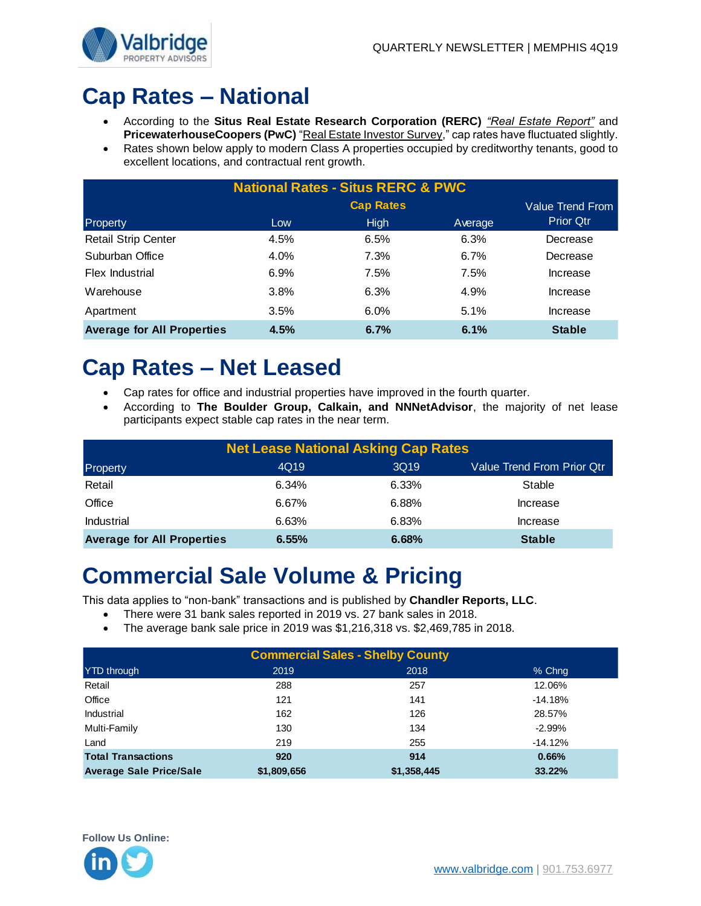# Cap Rates – National

- According to the **Situs Real Estate Research Corporation (RERC)** *"Real Estate Report"* and **PricewaterhouseCoopers (PwC)** "Real Estate Investor Survey," cap rates have fluctuated slightly.
- Rates shown below apply to modern Class A properties occupied by creditworthy tenants, good to excellent locations, and contractual rent growth.

| National Rates - Situs RERC & PWC | | | | |
|---|---|---|---|---|
| | | Cap Rates | | Value Trend From |
| Property | Low | High | Average | Prior Qtr |
| Retail Strip Center | 4.5% | 6.5% | 6.3% | Decrease |
| Suburban Office | 4.0% | 7.3% | 6.7% | Decrease |
| Flex Industrial | 6.9% | 7.5% | 7.5% | Increase |
| Warehouse | 3.8% | 6.3% | 4.9% | Increase |
| Apartment | 3.5% | 6.0% | 5.1% | Increase |
| **Average for All Properties** | **4.5%** | **6.7%** | **6.1%** | **Stable** |

# Cap Rates – Net Leased

- Cap rates for office and industrial properties have improved in the fourth quarter.
- According to **The Boulder Group, Calkain, and NNNetAdvisor**, the majority of net lease participants expect stable cap rates in the near term.

| Net Lease National Asking Cap Rates | | | |
|---|---|---|---|
| Property | 4Q19 | 3Q19 | Value Trend From Prior Qtr |
| Retail | 6.34% | 6.33% | Stable |
| Office | 6.67% | 6.88% | Increase |
| Industrial | 6.63% | 6.83% | Increase |
| **Average for All Properties** | **6.55%** | **6.68%** | **Stable** |

# Commercial Sale Volume & Pricing

This data applies to "non-bank" transactions and is published by **Chandler Reports, LLC**.

- There were 31 bank sales reported in 2019 vs. 27 bank sales in 2018.
- The average bank sale price in 2019 was $1,216,318 vs. $2,469,785 in 2018.

| Commercial Sales - Shelby County | | | |
|---|---|---|---|
| YTD through | 2019 | 2018 | % Chng |
| Retail | 288 | 257 | 12.06% |
| Office | 121 | 141 | -14.18% |
| Industrial | 162 | 126 | 28.57% |
| Multi-Family | 130 | 134 | -2.99% |
| Land | 219 | 255 | -14.12% |
| **Total Transactions** | **920** | **914** | **0.66%** |
| **Average Sale Price/Sale** | **$1,809,656** | **$1,358,445** | **33.22%** |

**Follow Us Online:**

www.valbridge.com | 901.753.6977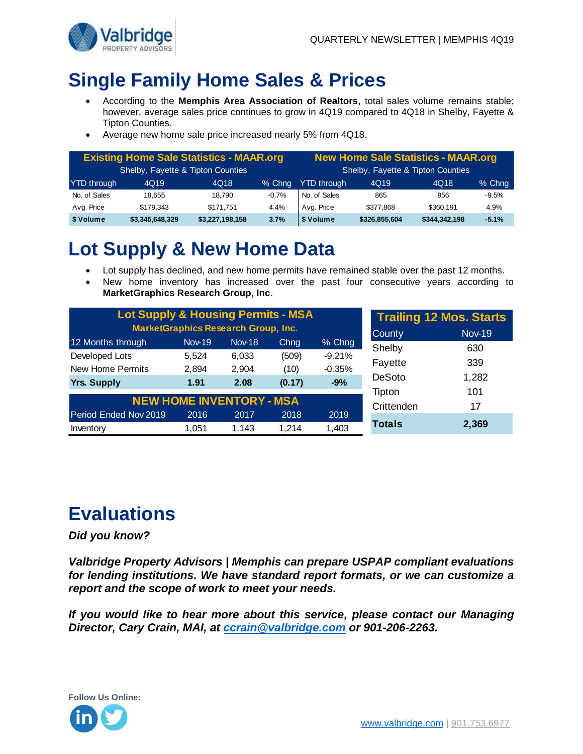# Single Family Home Sales & Prices

- According to the **Memphis Area Association of Realtors**, total sales volume remains stable; however, average sales price continues to grow in 4Q19 compared to 4Q18 in Shelby, Fayette & Tipton Counties.
- Average new home sale price increased nearly 5% from 4Q18.

| Existing Home Sale Statistics - MAAR.org<br>Shelby, Fayette & Tipton Counties | | | | New Home Sale Statistics - MAAR.org<br>Shelby, Fayette & Tipton Counties | | | |
|---|---|---|---|---|---|---|---|
| YTD through | 4Q19 | 4Q18 | % Chng | YTD through | 4Q19 | 4Q18 | % Chng |
| No. of Sales | 18,655 | 18,790 | -0.7% | No. of Sales | 865 | 956 | -9.5% |
| Avg. Price | $179,343 | $171,751 | 4.4% | Avg. Price | $377,868 | $360,191 | 4.9% |
| **$ Volume** | **$3,345,648,329** | **$3,227,198,158** | **3.7%** | **$ Volume** | **$326,855,604** | **$344,342,198** | **-5.1%** |

# Lot Supply & New Home Data

- Lot supply has declined, and new home permits have remained stable over the past 12 months.
- New home inventory has increased over the past four consecutive years according to **MarketGraphics Research Group, Inc**.

| Lot Supply & Housing Permits - MSA<br>MarketGraphics Research Group, Inc. | | | | |
|---|---|---|---|---|
| 12 Months through | Nov-19 | Nov-18 | Chng | % Chng |
| Developed Lots | 5,524 | 6,033 | (509) | -9.21% |
| New Home Permits | 2,894 | 2,904 | (10) | -0.35% |
| **Yrs. Supply** | **1.91** | **2.08** | **(0.17)** | **-9%** |

| NEW HOME INVENTORY - MSA | | | | |
|---|---|---|---|---|
| Period Ended Nov 2019 | 2016 | 2017 | 2018 | 2019 |
| Inventory | 1,051 | 1,143 | 1,214 | 1,403 |

| Trailing 12 Mos. Starts | |
|---|---|
| County | Nov-19 |
| Shelby | 630 |
| Fayette | 339 |
| DeSoto | 1,282 |
| Tipton | 101 |
| Crittenden | 17 |
| **Totals** | **2,369** |

# Evaluations

***Did you know?***

***Valbridge Property Advisors | Memphis can prepare USPAP compliant evaluations for lending institutions. We have standard report formats, or we can customize a report and the scope of work to meet your needs.***

***If you would like to hear more about this service, please contact our Managing Director, Cary Crain, MAI, at ccrain@valbridge.com or 901-206-2263.***

**Follow Us Online:**

www.valbridge.com | 901.753.6977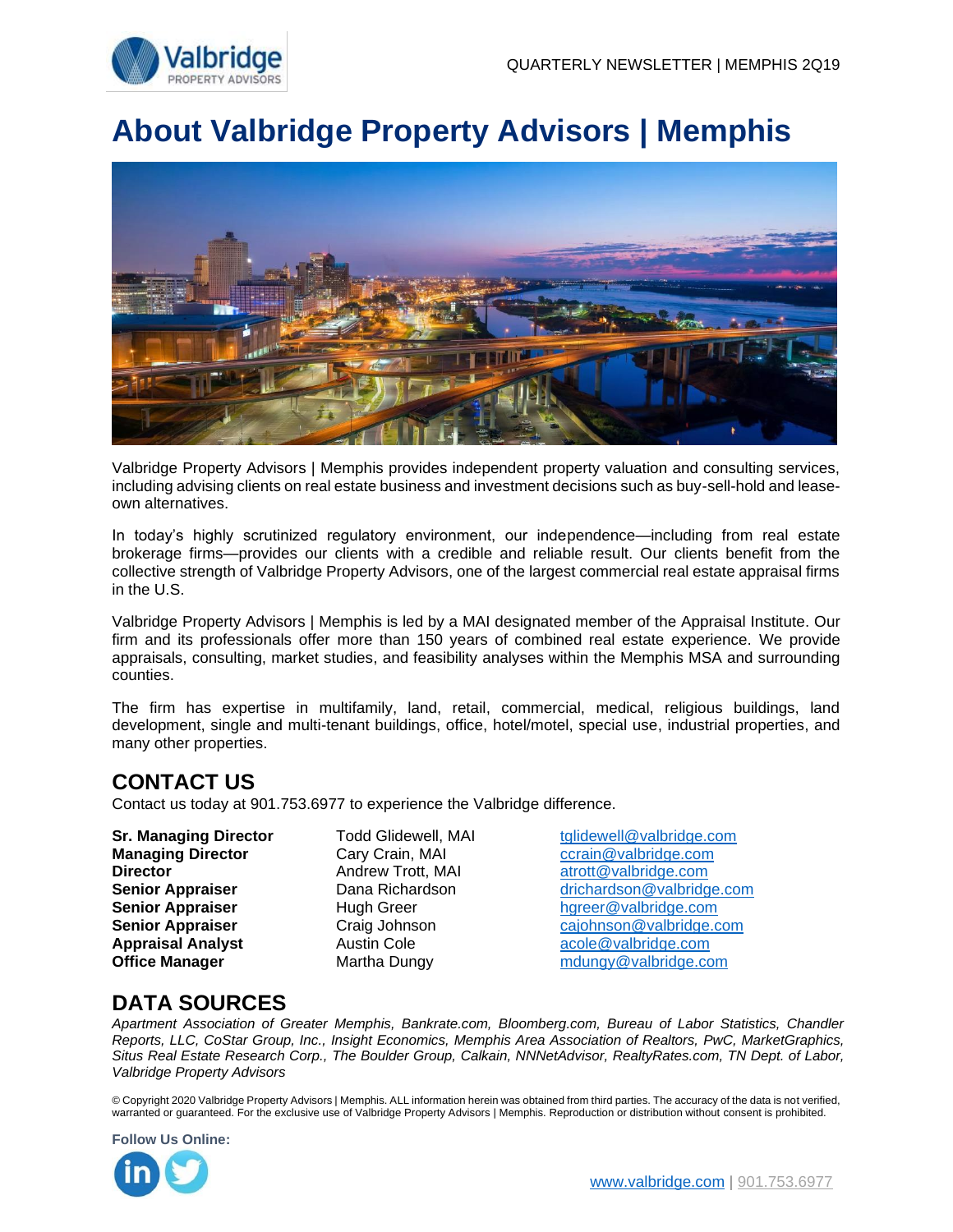# About Valbridge Property Advisors | Memphis

Valbridge Property Advisors | Memphis provides independent property valuation and consulting services, including advising clients on real estate business and investment decisions such as buy-sell-hold and lease-own alternatives.

In today's highly scrutinized regulatory environment, our independence—including from real estate brokerage firms—provides our clients with a credible and reliable result. Our clients benefit from the collective strength of Valbridge Property Advisors, one of the largest commercial real estate appraisal firms in the U.S.

Valbridge Property Advisors | Memphis is led by a MAI designated member of the Appraisal Institute. Our firm and its professionals offer more than 150 years of combined real estate experience. We provide appraisals, consulting, market studies, and feasibility analyses within the Memphis MSA and surrounding counties.

The firm has expertise in multifamily, land, retail, commercial, medical, religious buildings, land development, single and multi-tenant buildings, office, hotel/motel, special use, industrial properties, and many other properties.

## CONTACT US

Contact us today at 901.753.6977 to experience the Valbridge difference.

| | | |
|---|---|---|
| **Sr. Managing Director** | Todd Glidewell, MAI | tglidewell@valbridge.com |
| **Managing Director** | Cary Crain, MAI | ccrain@valbridge.com |
| **Director** | Andrew Trott, MAI | atrott@valbridge.com |
| **Senior Appraiser** | Dana Richardson | drichardson@valbridge.com |
| **Senior Appraiser** | Hugh Greer | hgreer@valbridge.com |
| **Senior Appraiser** | Craig Johnson | cajohnson@valbridge.com |
| **Appraisal Analyst** | Austin Cole | acole@valbridge.com |
| **Office Manager** | Martha Dungy | mdungy@valbridge.com |

## DATA SOURCES

*Apartment Association of Greater Memphis, Bankrate.com, Bloomberg.com, Bureau of Labor Statistics, Chandler Reports, LLC, CoStar Group, Inc., Insight Economics, Memphis Area Association of Realtors, PwC, MarketGraphics, Situs Real Estate Research Corp., The Boulder Group, Calkain, NNNetAdvisor, RealtyRates.com, TN Dept. of Labor, Valbridge Property Advisors*

© Copyright 2020 Valbridge Property Advisors | Memphis. ALL information herein was obtained from third parties. The accuracy of the data is not verified, warranted or guaranteed. For the exclusive use of Valbridge Property Advisors | Memphis. Reproduction or distribution without consent is prohibited.

**Follow Us Online:**

www.valbridge.com | 901.753.6977